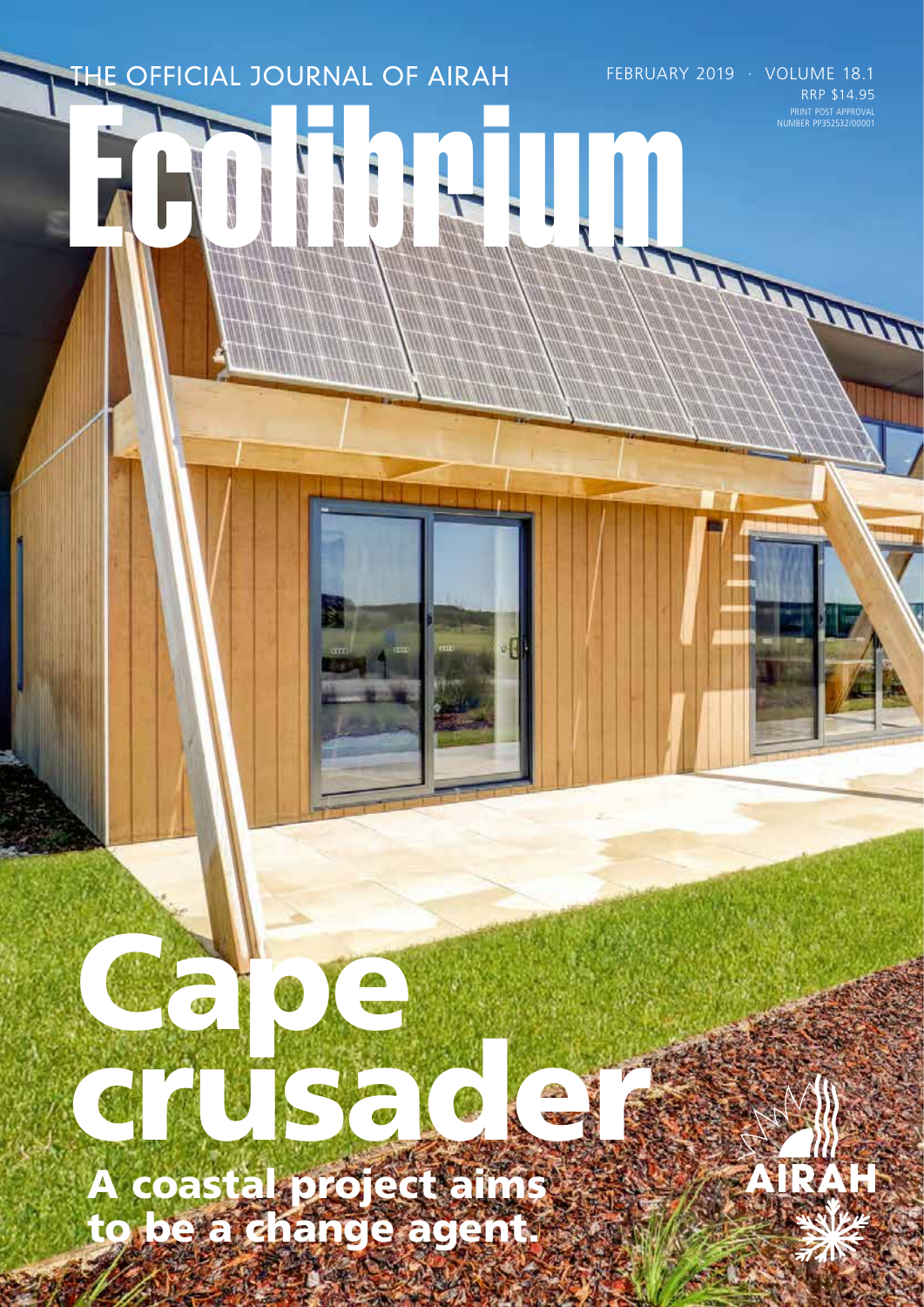THE OFFICIAL JOURNAL OF AIRAH

FEBRUARY 2019 · VOLUME 18.1

RRP $14.95

PRINT POST APPROVAL NUMBER PP352532/00001

# Ecolibrium

# Cape crusader

## A coastal project aims to be a change agent.

AIRAH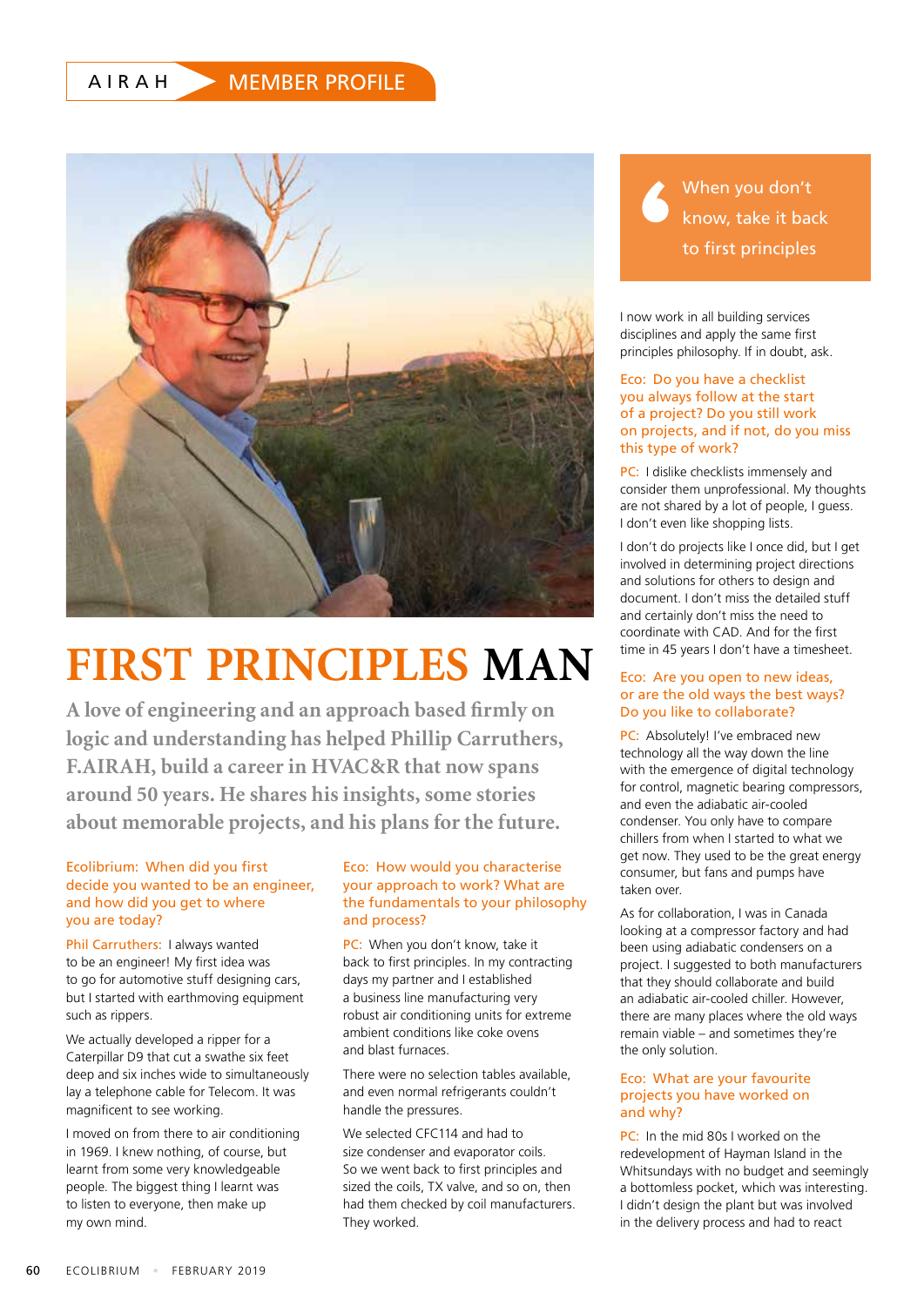AIRAH MEMBER PROFILE

# FIRST PRINCIPLES MAN

**A love of engineering and an approach based firmly on logic and understanding has helped Phillip Carruthers, F.AIRAH, build a career in HVAC&R that now spans around 50 years. He shares his insights, some stories about memorable projects, and his plans for the future.**

**Ecolibrium: When did you first decide you wanted to be an engineer, and how did you get to where you are today?**

**Phil Carruthers:** I always wanted to be an engineer! My first idea was to go for automotive stuff designing cars, but I started with earthmoving equipment such as rippers.

We actually developed a ripper for a Caterpillar D9 that cut a swathe six feet deep and six inches wide to simultaneously lay a telephone cable for Telecom. It was magnificent to see working.

I moved on from there to air conditioning in 1969. I knew nothing, of course, but learnt from some very knowledgeable people. The biggest thing I learnt was to listen to everyone, then make up my own mind.

**Eco: How would you characterise your approach to work? What are the fundamentals to your philosophy and process?**

**PC:** When you don't know, take it back to first principles. In my contracting days my partner and I established a business line manufacturing very robust air conditioning units for extreme ambient conditions like coke ovens and blast furnaces.

There were no selection tables available, and even normal refrigerants couldn't handle the pressures.

We selected CFC114 and had to size condenser and evaporator coils. So we went back to first principles and sized the coils, TX valve, and so on, then had them checked by coil manufacturers. They worked.

> When you don't know, take it back to first principles

I now work in all building services disciplines and apply the same first principles philosophy. If in doubt, ask.

**Eco: Do you have a checklist you always follow at the start of a project? Do you still work on projects, and if not, do you miss this type of work?**

**PC:** I dislike checklists immensely and consider them unprofessional. My thoughts are not shared by a lot of people, I guess. I don't even like shopping lists.

I don't do projects like I once did, but I get involved in determining project directions and solutions for others to design and document. I don't miss the detailed stuff and certainly don't miss the need to coordinate with CAD. And for the first time in 45 years I don't have a timesheet.

**Eco: Are you open to new ideas, or are the old ways the best ways? Do you like to collaborate?**

**PC:** Absolutely! I've embraced new technology all the way down the line with the emergence of digital technology for control, magnetic bearing compressors, and even the adiabatic air-cooled condenser. You only have to compare chillers from when I started to what we get now. They used to be the great energy consumer, but fans and pumps have taken over.

As for collaboration, I was in Canada looking at a compressor factory and had been using adiabatic condensers on a project. I suggested to both manufacturers that they should collaborate and build an adiabatic air-cooled chiller. However, there are many places where the old ways remain viable – and sometimes they're the only solution.

**Eco: What are your favourite projects you have worked on and why?**

**PC:** In the mid 80s I worked on the redevelopment of Hayman Island in the Whitsundays with no budget and seemingly a bottomless pocket, which was interesting. I didn't design the plant but was involved in the delivery process and had to react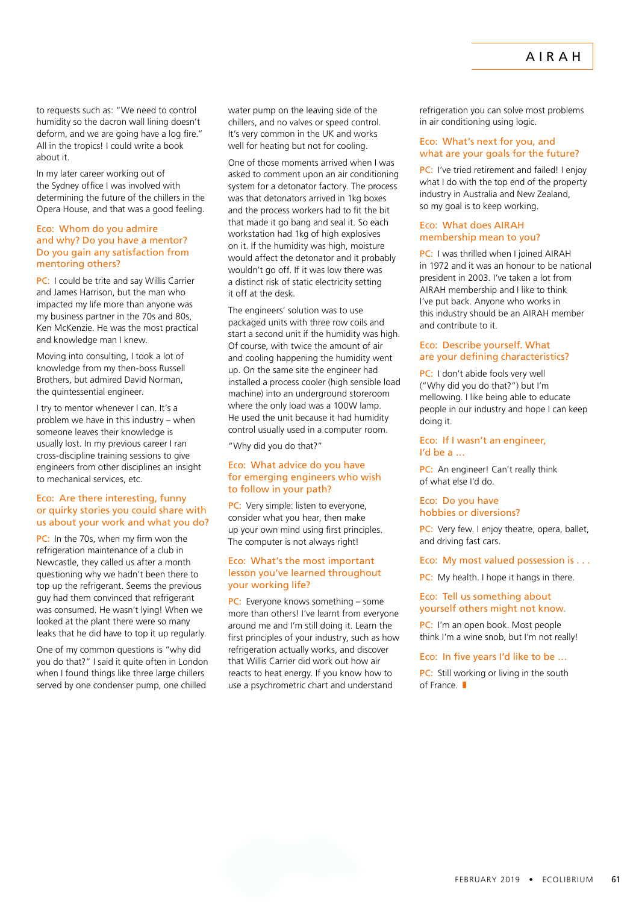to requests such as: "We need to control humidity so the dacron wall lining doesn't deform, and we are going have a log fire." All in the tropics! I could write a book about it.

In my later career working out of the Sydney office I was involved with determining the future of the chillers in the Opera House, and that was a good feeling.

**Eco: Whom do you admire and why? Do you have a mentor? Do you gain any satisfaction from mentoring others?**

PC: I could be trite and say Willis Carrier and James Harrison, but the man who impacted my life more than anyone was my business partner in the 70s and 80s, Ken McKenzie. He was the most practical and knowledge man I knew.

Moving into consulting, I took a lot of knowledge from my then-boss Russell Brothers, but admired David Norman, the quintessential engineer.

I try to mentor whenever I can. It's a problem we have in this industry – when someone leaves their knowledge is usually lost. In my previous career I ran cross-discipline training sessions to give engineers from other disciplines an insight to mechanical services, etc.

**Eco: Are there interesting, funny or quirky stories you could share with us about your work and what you do?**

PC: In the 70s, when my firm won the refrigeration maintenance of a club in Newcastle, they called us after a month questioning why we hadn't been there to top up the refrigerant. Seems the previous guy had them convinced that refrigerant was consumed. He wasn't lying! When we looked at the plant there were so many leaks that he did have to top it up regularly.

One of my common questions is "why did you do that?" I said it quite often in London when I found things like three large chillers served by one condenser pump, one chilled water pump on the leaving side of the chillers, and no valves or speed control. It's very common in the UK and works well for heating but not for cooling.

One of those moments arrived when I was asked to comment upon an air conditioning system for a detonator factory. The process was that detonators arrived in 1kg boxes and the process workers had to fit the bit that made it go bang and seal it. So each workstation had 1kg of high explosives on it. If the humidity was high, moisture would affect the detonator and it probably wouldn't go off. If it was low there was a distinct risk of static electricity setting it off at the desk.

The engineers' solution was to use packaged units with three row coils and start a second unit if the humidity was high. Of course, with twice the amount of air and cooling happening the humidity went up. On the same site the engineer had installed a process cooler (high sensible load machine) into an underground storeroom where the only load was a 100W lamp. He used the unit because it had humidity control usually used in a computer room.

"Why did you do that?"

**Eco: What advice do you have for emerging engineers who wish to follow in your path?**

PC: Very simple: listen to everyone, consider what you hear, then make up your own mind using first principles. The computer is not always right!

**Eco: What's the most important lesson you've learned throughout your working life?**

PC: Everyone knows something – some more than others! I've learnt from everyone around me and I'm still doing it. Learn the first principles of your industry, such as how refrigeration actually works, and discover that Willis Carrier did work out how air reacts to heat energy. If you know how to use a psychrometric chart and understand refrigeration you can solve most problems in air conditioning using logic.

**Eco: What's next for you, and what are your goals for the future?**

PC: I've tried retirement and failed! I enjoy what I do with the top end of the property industry in Australia and New Zealand, so my goal is to keep working.

**Eco: What does AIRAH membership mean to you?**

PC: I was thrilled when I joined AIRAH in 1972 and it was an honour to be national president in 2003. I've taken a lot from AIRAH membership and I like to think I've put back. Anyone who works in this industry should be an AIRAH member and contribute to it.

**Eco: Describe yourself. What are your defining characteristics?**

PC: I don't abide fools very well ("Why did you do that?") but I'm mellowing. I like being able to educate people in our industry and hope I can keep doing it.

**Eco: If I wasn't an engineer, I'd be a …**

PC: An engineer! Can't really think of what else I'd do.

**Eco: Do you have hobbies or diversions?**

PC: Very few. I enjoy theatre, opera, ballet, and driving fast cars.

**Eco: My most valued possession is . . .**

PC: My health. I hope it hangs in there.

**Eco: Tell us something about yourself others might not know.**

PC: I'm an open book. Most people think I'm a wine snob, but I'm not really!

**Eco: In five years I'd like to be …**

PC: Still working or living in the south of France. ▮